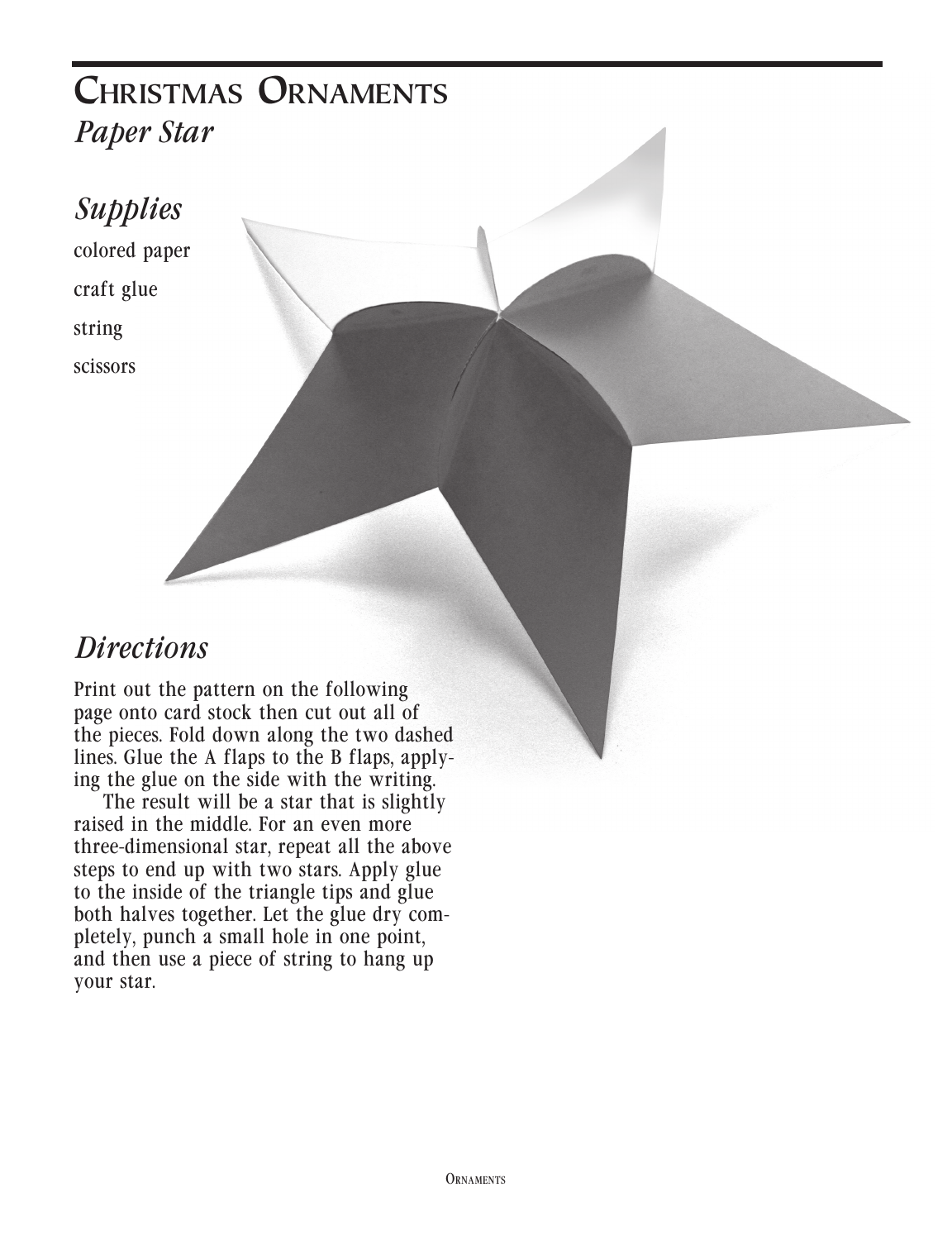# CHRISTMAS ORNAMENTS

## *Paper Star*

## *Supplies*

colored paper

craft glue

string

scissors

## *Directions*

Print out the pattern on the following page onto card stock then cut out all of the pieces. Fold down along the two dashed lines. Glue the A flaps to the B flaps, applying the glue on the side with the writing.

The result will be a star that is slightly raised in the middle. For an even more three-dimensional star, repeat all the above steps to end up with two stars. Apply glue to the inside of the triangle tips and glue both halves together. Let the glue dry completely, punch a small hole in one point, and then use a piece of string to hang up your star.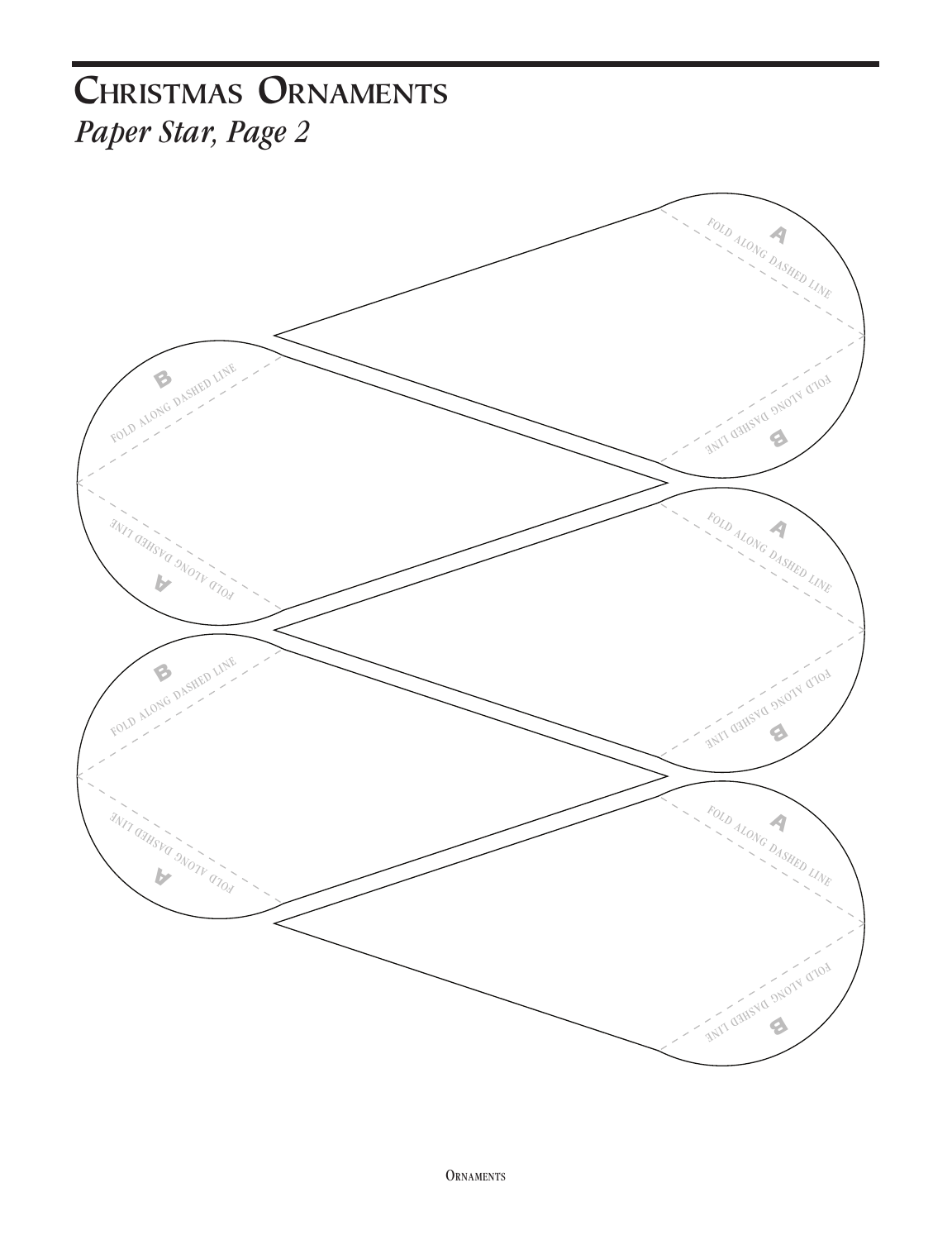# Christmas Ornaments

*Paper Star, Page 2*

A

FOLD ALONG DASHED LINE

B

FOLD ALONG DASHED LINE

B

FOLD ALONG DASHED LINE

A

FOLD ALONG DASHED LINE

A

FOLD ALONG DASHED LINE

B

FOLD ALONG DASHED LINE

B

FOLD ALONG DASHED LINE

A

FOLD ALONG DASHED LINE

A

FOLD ALONG DASHED LINE

B

FOLD ALONG DASHED LINE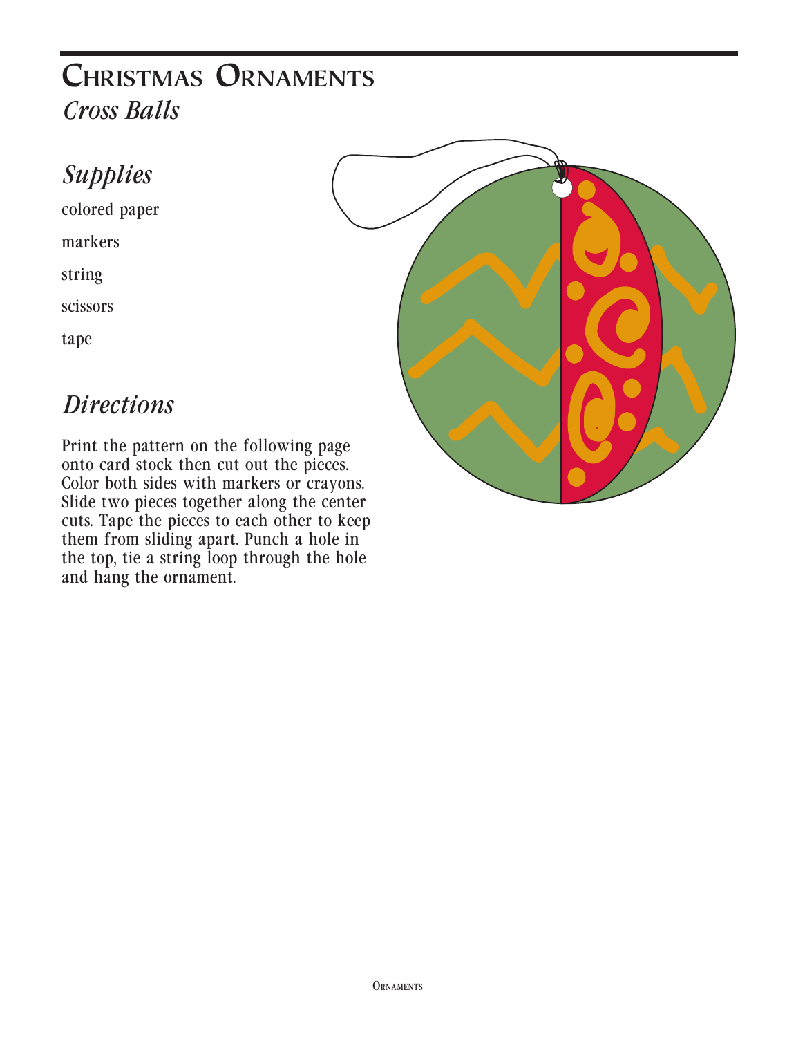# Christmas Ornaments

## *Cross Balls*

## *Supplies*

colored paper

markers

string

scissors

tape

## *Directions*

Print the pattern on the following page onto card stock then cut out the pieces. Color both sides with markers or crayons. Slide two pieces together along the center cuts. Tape the pieces to each other to keep them from sliding apart. Punch a hole in the top, tie a string loop through the hole and hang the ornament.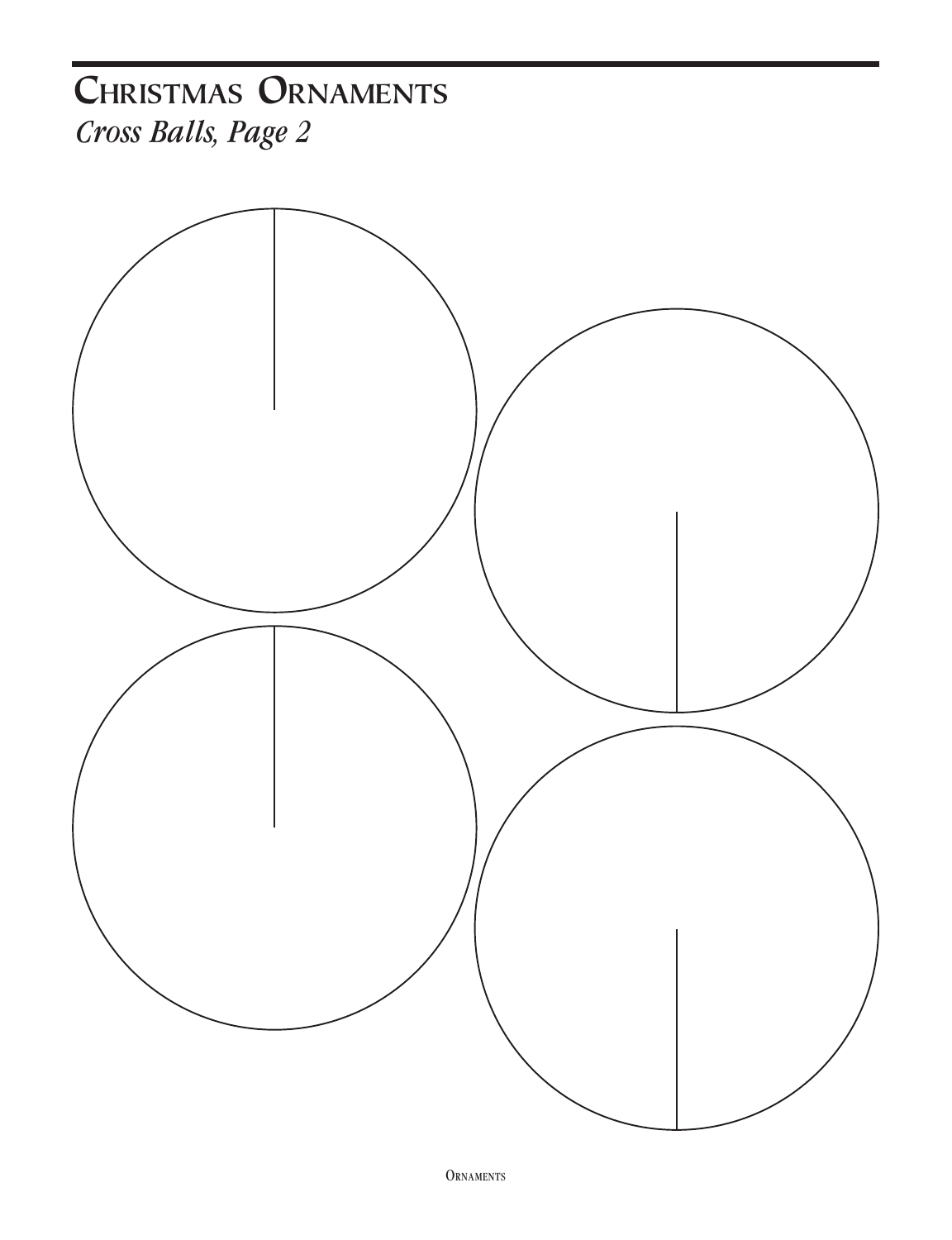# CHRISTMAS ORNAMENTS

*Cross Balls, Page 2*